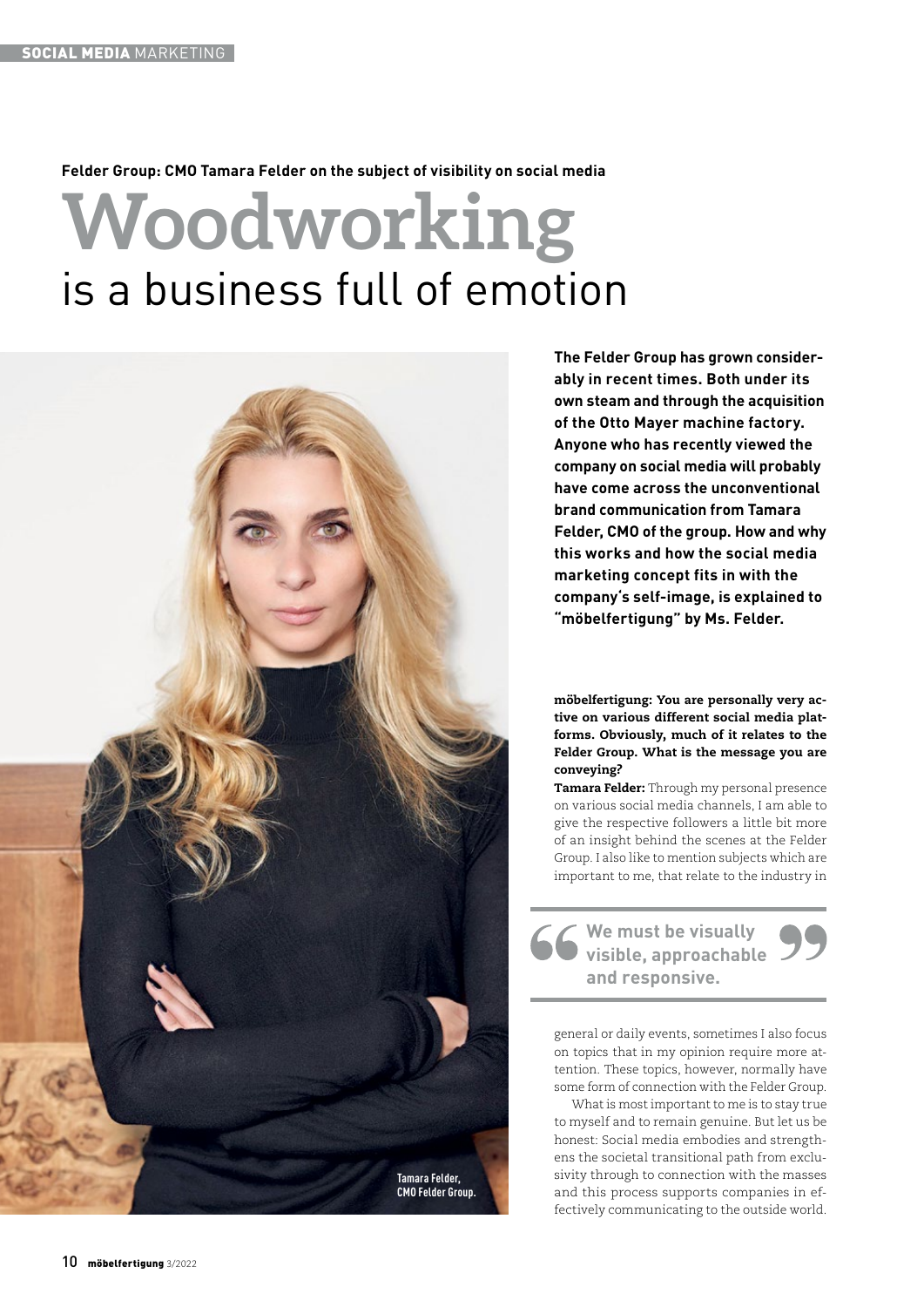**Felder Group: CMO Tamara Felder on the subject of visibility on social media**

# Woodworking is a business full of emotion

Tamara Felder, CMO Felder Group.

**The Felder Group has grown considerably in recent times. Both under its own steam and through the acquisition of the Otto Mayer machine factory. Anyone who has recently viewed the company on social media will probably have come across the unconventional brand communication from Tamara Felder, CMO of the group. How and why this works and how the social media marketing concept fits in with the company's self-image, is explained to "möbelfertigung" by Ms. Felder.**

**möbelfertigung: You are personally very active on various different social media platforms. Obviously, much of it relates to the Felder Group. What is the message you are conveying?**

**Tamara Felder:** Through my personal presence on various social media channels, I am able to give the respective followers a little bit more of an insight behind the scenes at the Felder Group. I also like to mention subjects which are important to me, that relate to the industry in general or daily events, sometimes I also focus on topics that in my opinion require more attention. These topics, however, normally have some form of connection with the Felder Group.

> **We must be visually visible, approachable and responsive.**

What is most important to me is to stay true to myself and to remain genuine. But let us be honest: Social media embodies and strengthens the societal transitional path from exclusivity through to connection with the masses and this process supports companies in effectively communicating to the outside world.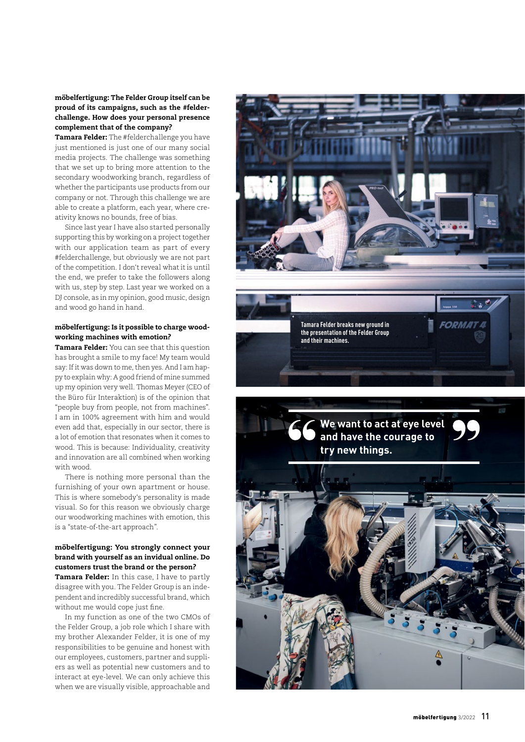**möbelfertigung: The Felder Group itself can be proud of its campaigns, such as the #felderchallenge. How does your personal presence complement that of the company?**

**Tamara Felder:** The #felderchallenge you have just mentioned is just one of our many social media projects. The challenge was something that we set up to bring more attention to the secondary woodworking branch, regardless of whether the participants use products from our company or not. Through this challenge we are able to create a platform, each year, where creativity knows no bounds, free of bias.

Since last year I have also started personally supporting this by working on a project together with our application team as part of every #felderchallenge, but obviously we are not part of the competition. I don't reveal what it is until the end, we prefer to take the followers along with us, step by step. Last year we worked on a DJ console, as in my opinion, good music, design and wood go hand in hand.

**möbelfertigung: Is it possible to charge woodworking machines with emotion?**

**Tamara Felder:** You can see that this question has brought a smile to my face! My team would say: If it was down to me, then yes. And I am happy to explain why: A good friend of mine summed up my opinion very well. Thomas Meyer (CEO of the Büro für Interaktion) is of the opinion that "people buy from people, not from machines". I am in 100% agreement with him and would even add that, especially in our sector, there is a lot of emotion that resonates when it comes to wood. This is because: Individuality, creativity and innovation are all combined when working with wood.

There is nothing more personal than the furnishing of your own apartment or house. This is where somebody's personality is made visual. So for this reason we obviously charge our woodworking machines with emotion, this is a "state-of-the-art approach".

**möbelfertigung: You strongly connect your brand with yourself as an invidual online. Do customers trust the brand or the person?**

**Tamara Felder:** In this case, I have to partly disagree with you. The Felder Group is an independent and incredibly successful brand, which without me would cope just fine.

In my function as one of the two CMOs of the Felder Group, a job role which I share with my brother Alexander Felder, it is one of my responsibilities to be genuine and honest with our employees, customers, partner and suppliers as well as potential new customers and to interact at eye-level. We can only achieve this when we are visually visible, approachable and

Tamara Felder breaks new ground in the presentation of the Felder Group and their machines.

> **We want to act at eye level and have the courage to try new things.**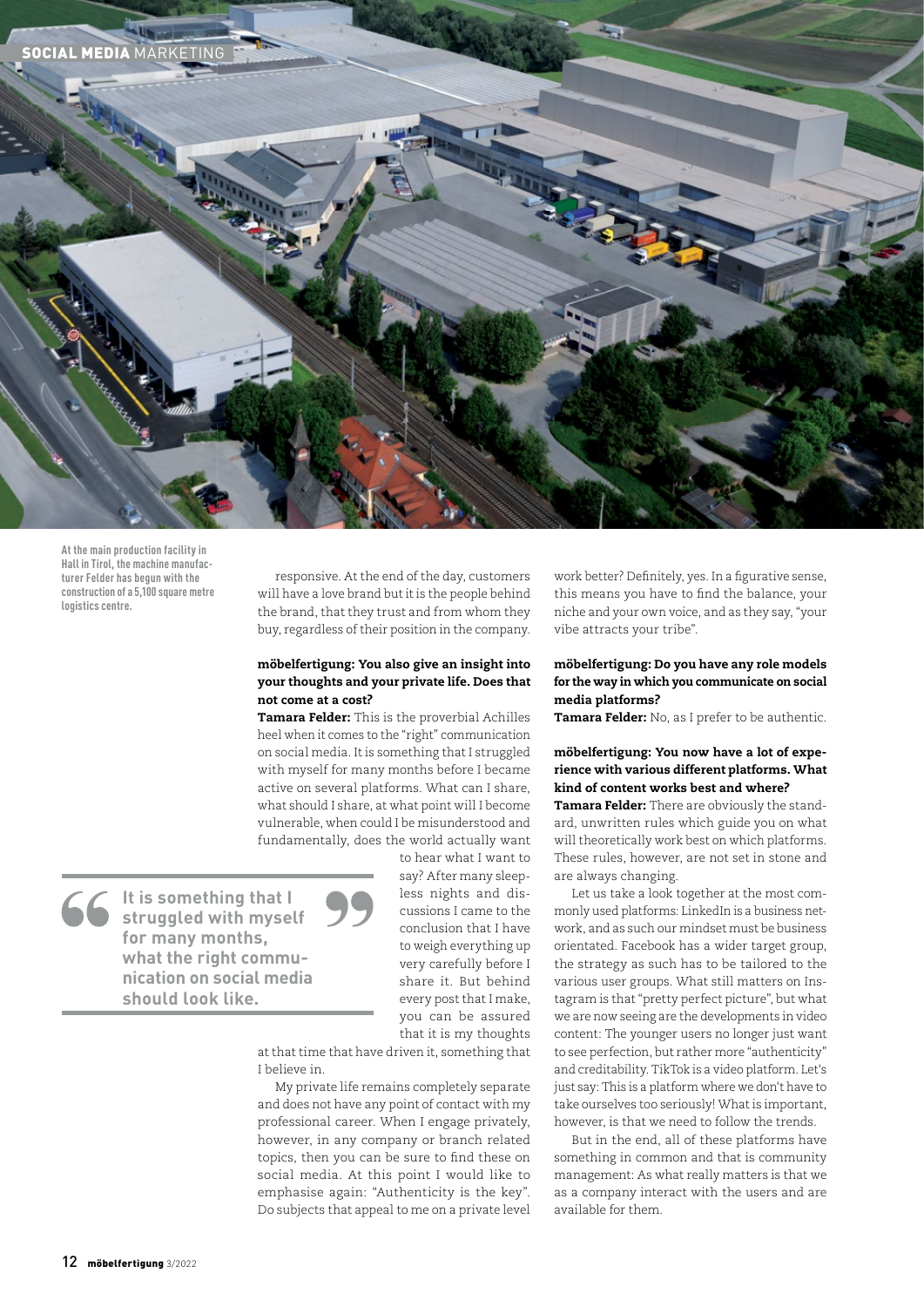At the main production facility in Hall in Tirol, the machine manufacturer Felder has begun with the construction of a 5,100 square metre logistics centre.

responsive. At the end of the day, customers will have a love brand but it is the people behind the brand, that they trust and from whom they buy, regardless of their position in the company.

**möbelfertigung: You also give an insight into your thoughts and your private life. Does that not come at a cost?**

**Tamara Felder:** This is the proverbial Achilles heel when it comes to the "right" communication on social media. It is something that I struggled with myself for many months before I became active on several platforms. What can I share, what should I share, at what point will I become vulnerable, when could I be misunderstood and fundamentally, does the world actually want to hear what I want to say? After many sleepless nights and discussions I came to the conclusion that I have to weigh everything up very carefully before I share it. But behind every post that I make, you can be assured that it is my thoughts at that time that have driven it, something that I believe in.

> **It is something that I struggled with myself for many months, what the right communication on social media should look like.**

My private life remains completely separate and does not have any point of contact with my professional career. When I engage privately, however, in any company or branch related topics, then you can be sure to find these on social media. At this point I would like to emphasise again: "Authenticity is the key". Do subjects that appeal to me on a private level work better? Definitely, yes. In a figurative sense, this means you have to find the balance, your niche and your own voice, and as they say, "your vibe attracts your tribe".

**möbelfertigung: Do you have any role models for the way in which you communicate on social media platforms?**

**Tamara Felder:** No, as I prefer to be authentic.

**möbelfertigung: You now have a lot of experience with various different platforms. What kind of content works best and where?**

**Tamara Felder:** There are obviously the standard, unwritten rules which guide you on what will theoretically work best on which platforms. These rules, however, are not set in stone and are always changing.

Let us take a look together at the most commonly used platforms: LinkedIn is a business network, and as such our mindset must be business orientated. Facebook has a wider target group, the strategy as such has to be tailored to the various user groups. What still matters on Instagram is that "pretty perfect picture", but what we are now seeing are the developments in video content: The younger users no longer just want to see perfection, but rather more "authenticity" and creditability. TikTok is a video platform. Let's just say: This is a platform where we don't have to take ourselves too seriously! What is important, however, is that we need to follow the trends.

But in the end, all of these platforms have something in common and that is community management: As what really matters is that we as a company interact with the users and are available for them.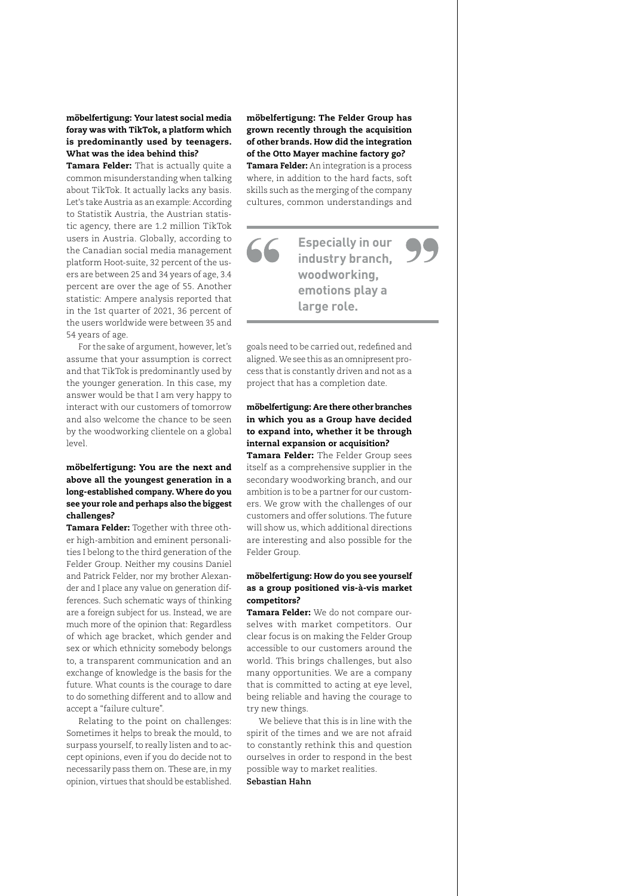**möbelfertigung: Your latest social media foray was with TikTok, a platform which is predominantly used by teenagers. What was the idea behind this?**

**Tamara Felder:** That is actually quite a common misunderstanding when talking about TikTok. It actually lacks any basis. Let's take Austria as an example: According to Statistik Austria, the Austrian statistic agency, there are 1.2 million TikTok users in Austria. Globally, according to the Canadian social media management platform Hoot-suite, 32 percent of the users are between 25 and 34 years of age, 3.4 percent are over the age of 55. Another statistic: Ampere analysis reported that in the 1st quarter of 2021, 36 percent of the users worldwide were between 35 and 54 years of age.

For the sake of argument, however, let's assume that your assumption is correct and that TikTok is predominantly used by the younger generation. In this case, my answer would be that I am very happy to interact with our customers of tomorrow and also welcome the chance to be seen by the woodworking clientele on a global level.

**möbelfertigung: You are the next and above all the youngest generation in a long-established company. Where do you see your role and perhaps also the biggest challenges?**

**Tamara Felder:** Together with three other high-ambition and eminent personalities I belong to the third generation of the Felder Group. Neither my cousins Daniel and Patrick Felder, nor my brother Alexander and I place any value on generation differences. Such schematic ways of thinking are a foreign subject for us. Instead, we are much more of the opinion that: Regardless of which age bracket, which gender and sex or which ethnicity somebody belongs to, a transparent communication and an exchange of knowledge is the basis for the future. What counts is the courage to dare to do something different and to allow and accept a "failure culture".

Relating to the point on challenges: Sometimes it helps to break the mould, to surpass yourself, to really listen and to accept opinions, even if you do decide not to necessarily pass them on. These are, in my opinion, virtues that should be established.

**möbelfertigung: The Felder Group has grown recently through the acquisition of other brands. How did the integration of the Otto Mayer machine factory go?**

**Tamara Felder:** An integration is a process where, in addition to the hard facts, soft skills such as the merging of the company cultures, common understandings and goals need to be carried out, redefined and aligned. We see this as an omnipresent process that is constantly driven and not as a project that has a completion date.

> **"Especially in our industry branch, woodworking, emotions play a large role."**

**möbelfertigung: Are there other branches in which you as a Group have decided to expand into, whether it be through internal expansion or acquisition?**

**Tamara Felder:** The Felder Group sees itself as a comprehensive supplier in the secondary woodworking branch, and our ambition is to be a partner for our customers. We grow with the challenges of our customers and offer solutions. The future will show us, which additional directions are interesting and also possible for the Felder Group.

**möbelfertigung: How do you see yourself as a group positioned vis-à-vis market competitors?**

**Tamara Felder:** We do not compare ourselves with market competitors. Our clear focus is on making the Felder Group accessible to our customers around the world. This brings challenges, but also many opportunities. We are a company that is committed to acting at eye level, being reliable and having the courage to try new things.

We believe that this is in line with the spirit of the times and we are not afraid to constantly rethink this and question ourselves in order to respond in the best possible way to market realities.

**Sebastian Hahn**